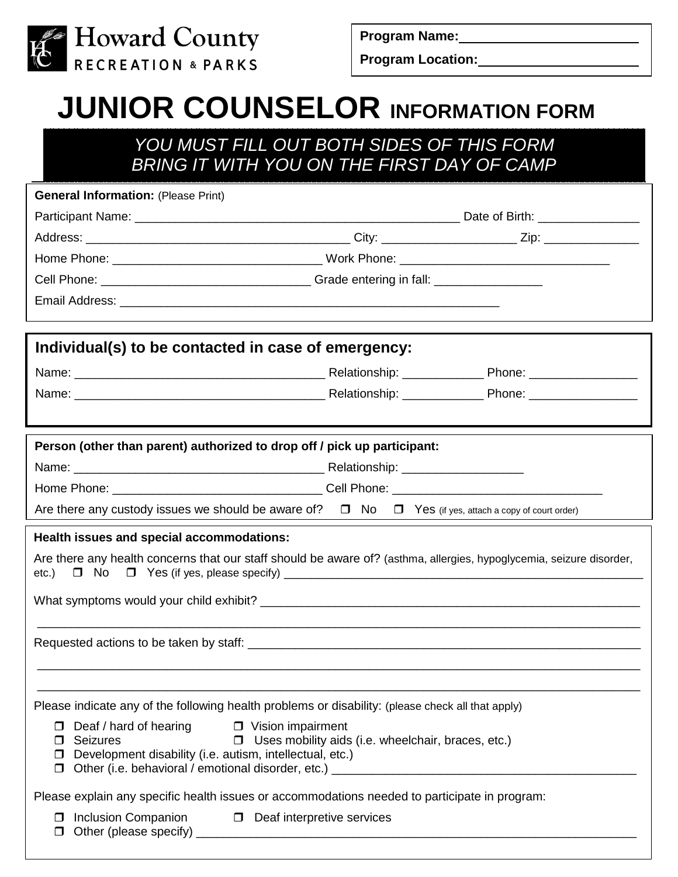Howard County
RECREATION & PARKS

**Program Name:**\_\_\_\_\_\_\_\_\_\_\_\_\_\_\_\_\_\_\_\_\_\_\_\_

**Program Location:**\_\_\_\_\_\_\_\_\_\_\_\_\_\_\_\_\_\_\_\_\_\_

# JUNIOR COUNSELOR INFORMATION FORM

*YOU MUST FILL OUT BOTH SIDES OF THIS FORM*
*BRING IT WITH YOU ON THE FIRST DAY OF CAMP*

**General Information:** (Please Print)

Participant Name: \_\_\_\_\_\_\_\_\_\_\_\_\_\_\_\_\_\_\_\_\_\_\_\_\_\_\_\_\_\_\_\_\_\_\_\_\_\_\_\_\_\_\_\_\_\_\_\_ Date of Birth: \_\_\_\_\_\_\_\_\_\_\_\_\_\_\_

Address: \_\_\_\_\_\_\_\_\_\_\_\_\_\_\_\_\_\_\_\_\_\_\_\_\_\_\_\_\_\_\_\_\_\_\_\_\_\_\_ City: \_\_\_\_\_\_\_\_\_\_\_\_\_\_\_\_\_\_\_\_ Zip: \_\_\_\_\_\_\_\_\_\_\_\_\_\_

Home Phone: \_\_\_\_\_\_\_\_\_\_\_\_\_\_\_\_\_\_\_\_\_\_\_\_\_\_\_\_\_\_\_ Work Phone: \_\_\_\_\_\_\_\_\_\_\_\_\_\_\_\_\_\_\_\_\_\_\_\_\_\_\_\_\_\_\_

Cell Phone: \_\_\_\_\_\_\_\_\_\_\_\_\_\_\_\_\_\_\_\_\_\_\_\_\_\_\_\_\_\_\_ Grade entering in fall: \_\_\_\_\_\_\_\_\_\_\_\_\_\_\_\_

Email Address: \_\_\_\_\_\_\_\_\_\_\_\_\_\_\_\_\_\_\_\_\_\_\_\_\_\_\_\_\_\_\_\_\_\_\_\_\_\_\_\_\_\_\_\_\_\_\_\_\_\_\_\_\_\_\_\_\_\_

## Individual(s) to be contacted in case of emergency:

Name: \_\_\_\_\_\_\_\_\_\_\_\_\_\_\_\_\_\_\_\_\_\_\_\_\_\_\_\_\_\_\_\_\_\_\_\_\_ Relationship: \_\_\_\_\_\_\_\_\_\_\_\_ Phone: \_\_\_\_\_\_\_\_\_\_\_\_\_\_\_\_

Name: \_\_\_\_\_\_\_\_\_\_\_\_\_\_\_\_\_\_\_\_\_\_\_\_\_\_\_\_\_\_\_\_\_\_\_\_\_ Relationship: \_\_\_\_\_\_\_\_\_\_\_\_ Phone: \_\_\_\_\_\_\_\_\_\_\_\_\_\_\_\_

**Person (other than parent) authorized to drop off / pick up participant:**

Name: \_\_\_\_\_\_\_\_\_\_\_\_\_\_\_\_\_\_\_\_\_\_\_\_\_\_\_\_\_\_\_\_\_\_\_\_\_ Relationship: \_\_\_\_\_\_\_\_\_\_\_\_\_\_\_\_\_\_

Home Phone: \_\_\_\_\_\_\_\_\_\_\_\_\_\_\_\_\_\_\_\_\_\_\_\_\_\_\_\_\_\_\_ Cell Phone: \_\_\_\_\_\_\_\_\_\_\_\_\_\_\_\_\_\_\_\_\_\_\_\_\_\_\_\_\_\_

Are there any custody issues we should be aware of? ☐ No ☐ Yes (if yes, attach a copy of court order)

**Health issues and special accommodations:**

Are there any health concerns that our staff should be aware of? (asthma, allergies, hypoglycemia, seizure disorder, etc.) ☐ No ☐ Yes (if yes, please specify) \_\_\_\_\_\_\_\_\_\_\_\_\_\_\_\_\_\_\_\_\_\_\_\_\_\_\_\_\_\_\_\_\_\_\_\_\_\_\_\_\_\_\_\_\_\_\_\_\_\_\_\_\_\_

What symptoms would your child exhibit? \_\_\_\_\_\_\_\_\_\_\_\_\_\_\_\_\_\_\_\_\_\_\_\_\_\_\_\_\_\_\_\_\_\_\_\_\_\_\_\_\_\_\_\_\_\_\_\_\_\_\_\_\_\_\_\_\_\_

\_\_\_\_\_\_\_\_\_\_\_\_\_\_\_\_\_\_\_\_\_\_\_\_\_\_\_\_\_\_\_\_\_\_\_\_\_\_\_\_\_\_\_\_\_\_\_\_\_\_\_\_\_\_\_\_\_\_\_\_\_\_\_\_\_\_\_\_\_\_\_\_\_\_\_\_\_\_\_\_\_\_\_\_\_\_\_\_\_\_\_\_

Requested actions to be taken by staff: \_\_\_\_\_\_\_\_\_\_\_\_\_\_\_\_\_\_\_\_\_\_\_\_\_\_\_\_\_\_\_\_\_\_\_\_\_\_\_\_\_\_\_\_\_\_\_\_\_\_\_\_\_\_\_\_\_\_\_\_

\_\_\_\_\_\_\_\_\_\_\_\_\_\_\_\_\_\_\_\_\_\_\_\_\_\_\_\_\_\_\_\_\_\_\_\_\_\_\_\_\_\_\_\_\_\_\_\_\_\_\_\_\_\_\_\_\_\_\_\_\_\_\_\_\_\_\_\_\_\_\_\_\_\_\_\_\_\_\_\_\_\_\_\_\_\_\_\_\_\_\_\_

\_\_\_\_\_\_\_\_\_\_\_\_\_\_\_\_\_\_\_\_\_\_\_\_\_\_\_\_\_\_\_\_\_\_\_\_\_\_\_\_\_\_\_\_\_\_\_\_\_\_\_\_\_\_\_\_\_\_\_\_\_\_\_\_\_\_\_\_\_\_\_\_\_\_\_\_\_\_\_\_\_\_\_\_\_\_\_\_\_\_\_\_

Please indicate any of the following health problems or disability: (please check all that apply)

- ☐ Deaf / hard of hearing
- ☐ Vision impairment
- ☐ Seizures
- ☐ Uses mobility aids (i.e. wheelchair, braces, etc.)
- ☐ Development disability (i.e. autism, intellectual, etc.)
- ☐ Other (i.e. behavioral / emotional disorder, etc.) \_\_\_\_\_\_\_\_\_\_\_\_\_\_\_\_\_\_\_\_\_\_\_\_\_\_\_\_\_\_\_\_\_\_\_\_\_\_\_\_\_\_\_\_

Please explain any specific health issues or accommodations needed to participate in program:

- ☐ Inclusion Companion
- ☐ Deaf interpretive services
- ☐ Other (please specify) \_\_\_\_\_\_\_\_\_\_\_\_\_\_\_\_\_\_\_\_\_\_\_\_\_\_\_\_\_\_\_\_\_\_\_\_\_\_\_\_\_\_\_\_\_\_\_\_\_\_\_\_\_\_\_\_\_\_\_\_\_\_\_\_\_\_\_\_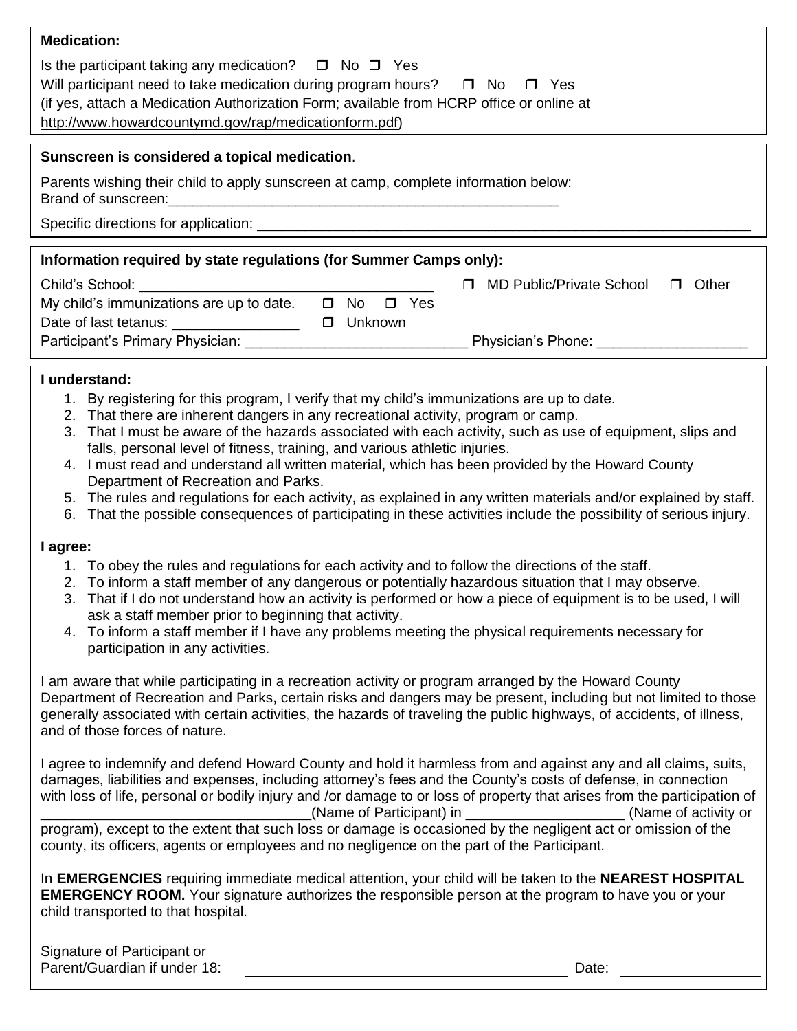**Medication:**

Is the participant taking any medication? ❒ No ❒ Yes

Will participant need to take medication during program hours? ❒ No ❒ Yes

(if yes, attach a Medication Authorization Form; available from HCRP office or online at http://www.howardcountymd.gov/rap/medicationform.pdf)

**Sunscreen is considered a topical medication**.

Parents wishing their child to apply sunscreen at camp, complete information below:

Brand of sunscreen:___________________________________________________

Specific directions for application: _______________________________________________________________

**Information required by state regulations (for Summer Camps only):**

Child's School: ____________________________________ ❒ MD Public/Private School ❒ Other

My child's immunizations are up to date. ❒ No ❒ Yes

Date of last tetanus: ________________ ❒ Unknown

Participant's Primary Physician: ____________________________ Physician's Phone: ___________________

**I understand:**

1. By registering for this program, I verify that my child's immunizations are up to date.
2. That there are inherent dangers in any recreational activity, program or camp.
3. That I must be aware of the hazards associated with each activity, such as use of equipment, slips and falls, personal level of fitness, training, and various athletic injuries.
4. I must read and understand all written material, which has been provided by the Howard County Department of Recreation and Parks.
5. The rules and regulations for each activity, as explained in any written materials and/or explained by staff.
6. That the possible consequences of participating in these activities include the possibility of serious injury.

**I agree:**

1. To obey the rules and regulations for each activity and to follow the directions of the staff.
2. To inform a staff member of any dangerous or potentially hazardous situation that I may observe.
3. That if I do not understand how an activity is performed or how a piece of equipment is to be used, I will ask a staff member prior to beginning that activity.
4. To inform a staff member if I have any problems meeting the physical requirements necessary for participation in any activities.

I am aware that while participating in a recreation activity or program arranged by the Howard County Department of Recreation and Parks, certain risks and dangers may be present, including but not limited to those generally associated with certain activities, the hazards of traveling the public highways, of accidents, of illness, and of those forces of nature.

I agree to indemnify and defend Howard County and hold it harmless from and against any and all claims, suits, damages, liabilities and expenses, including attorney's fees and the County's costs of defense, in connection with loss of life, personal or bodily injury and /or damage to or loss of property that arises from the participation of _________________________________(Name of Participant) in ____________________ (Name of activity or program), except to the extent that such loss or damage is occasioned by the negligent act or omission of the county, its officers, agents or employees and no negligence on the part of the Participant.

In **EMERGENCIES** requiring immediate medical attention, your child will be taken to the **NEAREST HOSPITAL EMERGENCY ROOM.** Your signature authorizes the responsible person at the program to have you or your child transported to that hospital.

Signature of Participant or Parent/Guardian if under 18: ________________________________________ Date: ________________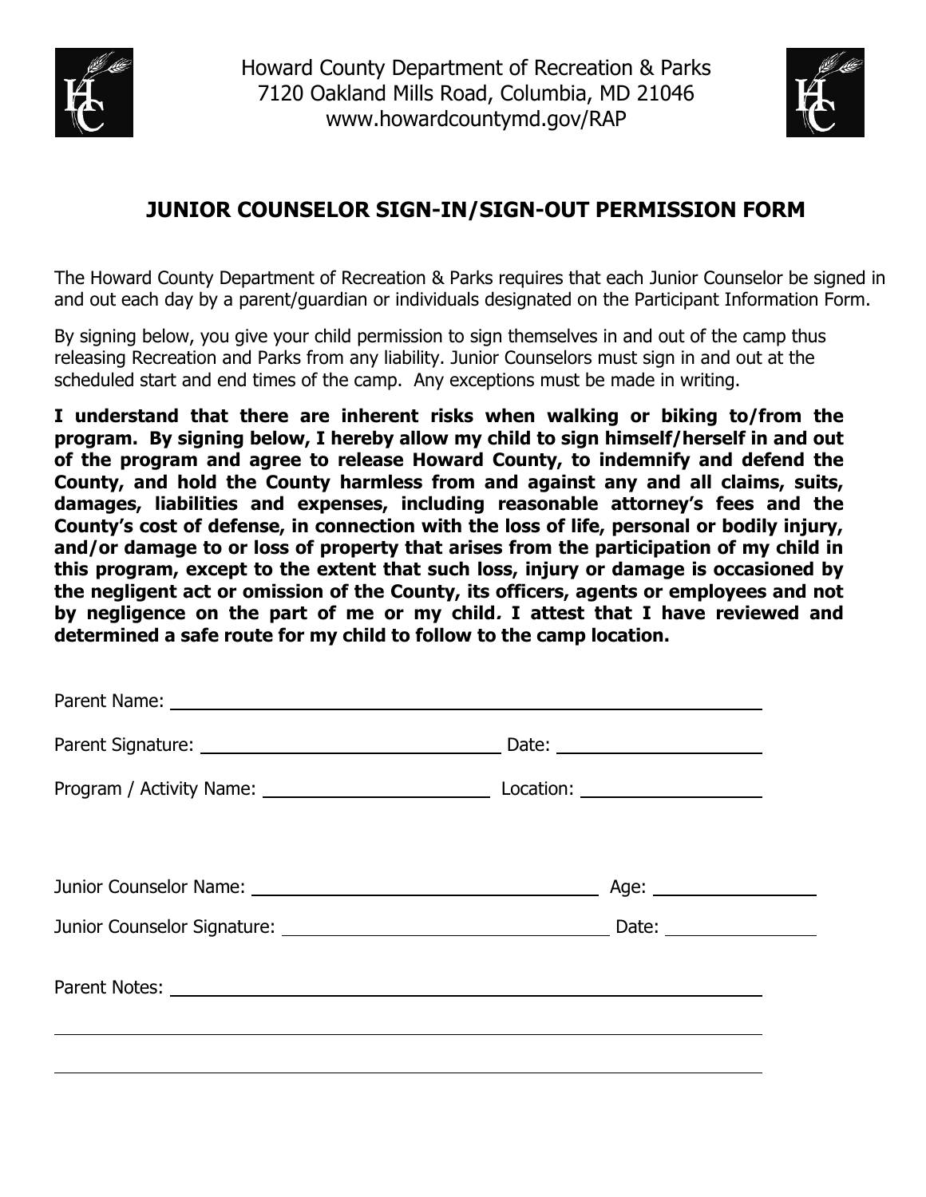Howard County Department of Recreation & Parks
7120 Oakland Mills Road, Columbia, MD 21046
www.howardcountymd.gov/RAP

## JUNIOR COUNSELOR SIGN-IN/SIGN-OUT PERMISSION FORM

The Howard County Department of Recreation & Parks requires that each Junior Counselor be signed in and out each day by a parent/guardian or individuals designated on the Participant Information Form.

By signing below, you give your child permission to sign themselves in and out of the camp thus releasing Recreation and Parks from any liability. Junior Counselors must sign in and out at the scheduled start and end times of the camp. Any exceptions must be made in writing.

**I understand that there are inherent risks when walking or biking to/from the program. By signing below, I hereby allow my child to sign himself/herself in and out of the program and agree to release Howard County, to indemnify and defend the County, and hold the County harmless from and against any and all claims, suits, damages, liabilities and expenses, including reasonable attorney's fees and the County's cost of defense, in connection with the loss of life, personal or bodily injury, and/or damage to or loss of property that arises from the participation of my child in this program, except to the extent that such loss, injury or damage is occasioned by the negligent act or omission of the County, its officers, agents or employees and not by negligence on the part of me or my child. I attest that I have reviewed and determined a safe route for my child to follow to the camp location.**

Parent Name: ____________________________________________

Parent Signature: ______________________ Date: ______________

Program / Activity Name: __________________ Location: ______________

Junior Counselor Name: __________________________ Age: ____________

Junior Counselor Signature: _______________________ Date: ___________

Parent Notes: ____________________________________________

__________________________________________________________

__________________________________________________________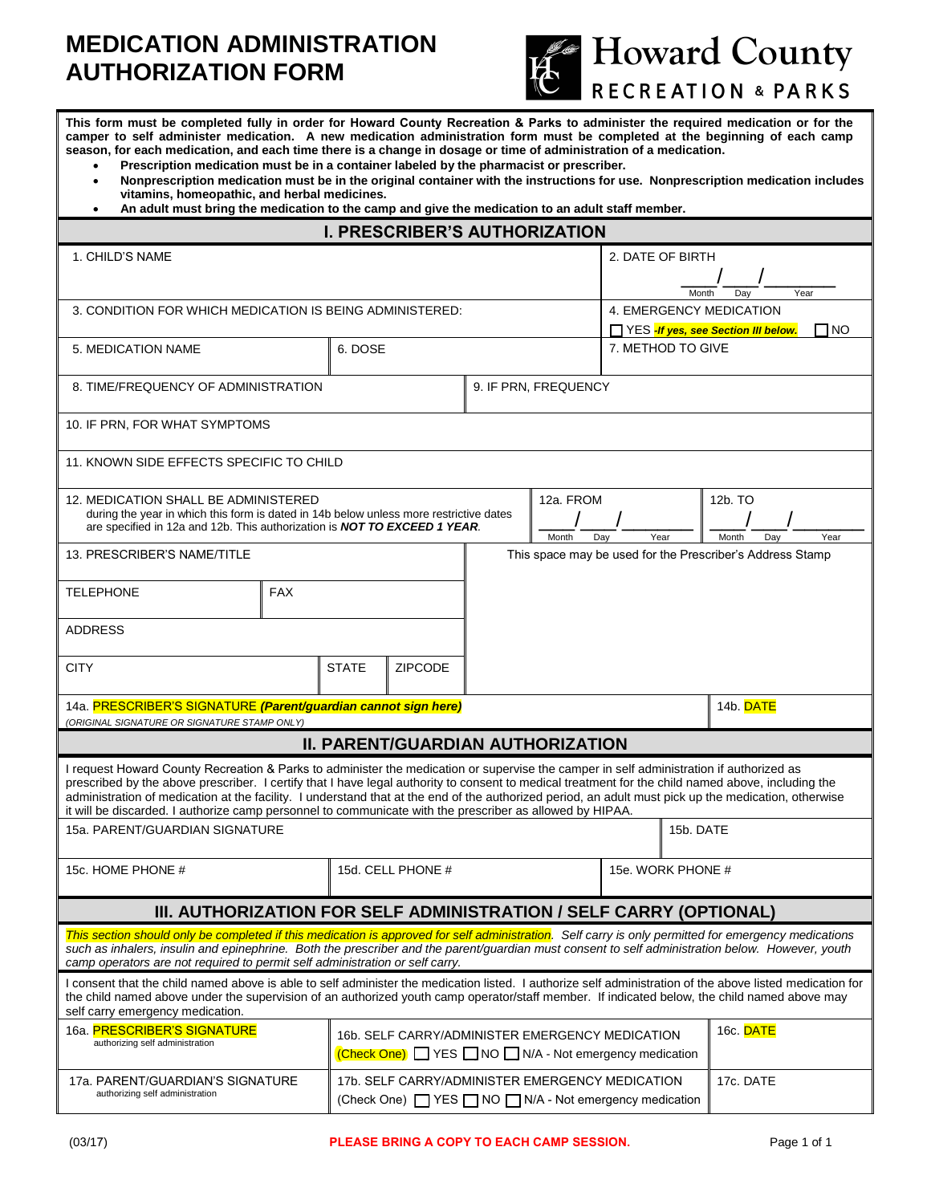# MEDICATION ADMINISTRATION AUTHORIZATION FORM

Howard County RECREATION & PARKS

**This form must be completed fully in order for Howard County Recreation & Parks to administer the required medication or for the camper to self administer medication. A new medication administration form must be completed at the beginning of each camp season, for each medication, and each time there is a change in dosage or time of administration of a medication.**

- **Prescription medication must be in a container labeled by the pharmacist or prescriber.**
- **Nonprescription medication must be in the original container with the instructions for use. Nonprescription medication includes vitamins, homeopathic, and herbal medicines.**
- **An adult must bring the medication to the camp and give the medication to an adult staff member.**

## I. PRESCRIBER'S AUTHORIZATION

| | | |
|---|---|---|
| 1. CHILD'S NAME | | 2. DATE OF BIRTH ___ / ___ / ___ (Month / Day / Year) |
| 3. CONDITION FOR WHICH MEDICATION IS BEING ADMINISTERED: | | 4. EMERGENCY MEDICATION ☐ YES ***-If yes, see Section III below.*** ☐ NO |
| 5. MEDICATION NAME | 6. DOSE | 7. METHOD TO GIVE |
| 8. TIME/FREQUENCY OF ADMINISTRATION | 9. IF PRN, FREQUENCY | |
| 10. IF PRN, FOR WHAT SYMPTOMS | | |
| 11. KNOWN SIDE EFFECTS SPECIFIC TO CHILD | | |
| 12. MEDICATION SHALL BE ADMINISTERED during the year in which this form is dated in 14b below unless more restrictive dates are specified in 12a and 12b. This authorization is ***NOT TO EXCEED 1 YEAR***. | 12a. FROM ___ / ___ / ___ (Month / Day / Year) | 12b. TO ___ / ___ / ___ (Month / Day / Year) |
| 13. PRESCRIBER'S NAME/TITLE | This space may be used for the Prescriber's Address Stamp | |
| TELEPHONE | FAX | |
| ADDRESS | | |
| CITY | STATE | ZIPCODE |
| 14a. PRESCRIBER'S SIGNATURE ***(Parent/guardian cannot sign here)*** *(ORIGINAL SIGNATURE OR SIGNATURE STAMP ONLY)* | | 14b. DATE |

## II. PARENT/GUARDIAN AUTHORIZATION

I request Howard County Recreation & Parks to administer the medication or supervise the camper in self administration if authorized as prescribed by the above prescriber. I certify that I have legal authority to consent to medical treatment for the child named above, including the administration of medication at the facility. I understand that at the end of the authorized period, an adult must pick up the medication, otherwise it will be discarded. I authorize camp personnel to communicate with the prescriber as allowed by HIPAA.

| | | |
|---|---|---|
| 15a. PARENT/GUARDIAN SIGNATURE | | 15b. DATE |
| 15c. HOME PHONE # | 15d. CELL PHONE # | 15e. WORK PHONE # |

## III. AUTHORIZATION FOR SELF ADMINISTRATION / SELF CARRY (OPTIONAL)

*This section should only be completed if this medication is approved for self administration. Self carry is only permitted for emergency medications such as inhalers, insulin and epinephrine. Both the prescriber and the parent/guardian must consent to self administration below. However, youth camp operators are not required to permit self administration or self carry.*

I consent that the child named above is able to self administer the medication listed. I authorize self administration of the above listed medication for the child named above under the supervision of an authorized youth camp operator/staff member. If indicated below, the child named above may self carry emergency medication.

| | | |
|---|---|---|
| 16a. PRESCRIBER'S SIGNATURE authorizing self administration | 16b. SELF CARRY/ADMINISTER EMERGENCY MEDICATION (Check One) ☐ YES ☐ NO ☐ N/A - Not emergency medication | 16c. DATE |
| 17a. PARENT/GUARDIAN'S SIGNATURE authorizing self administration | 17b. SELF CARRY/ADMINISTER EMERGENCY MEDICATION (Check One) ☐ YES ☐ NO ☐ N/A - Not emergency medication | 17c. DATE |

(03/17)

**PLEASE BRING A COPY TO EACH CAMP SESSION.**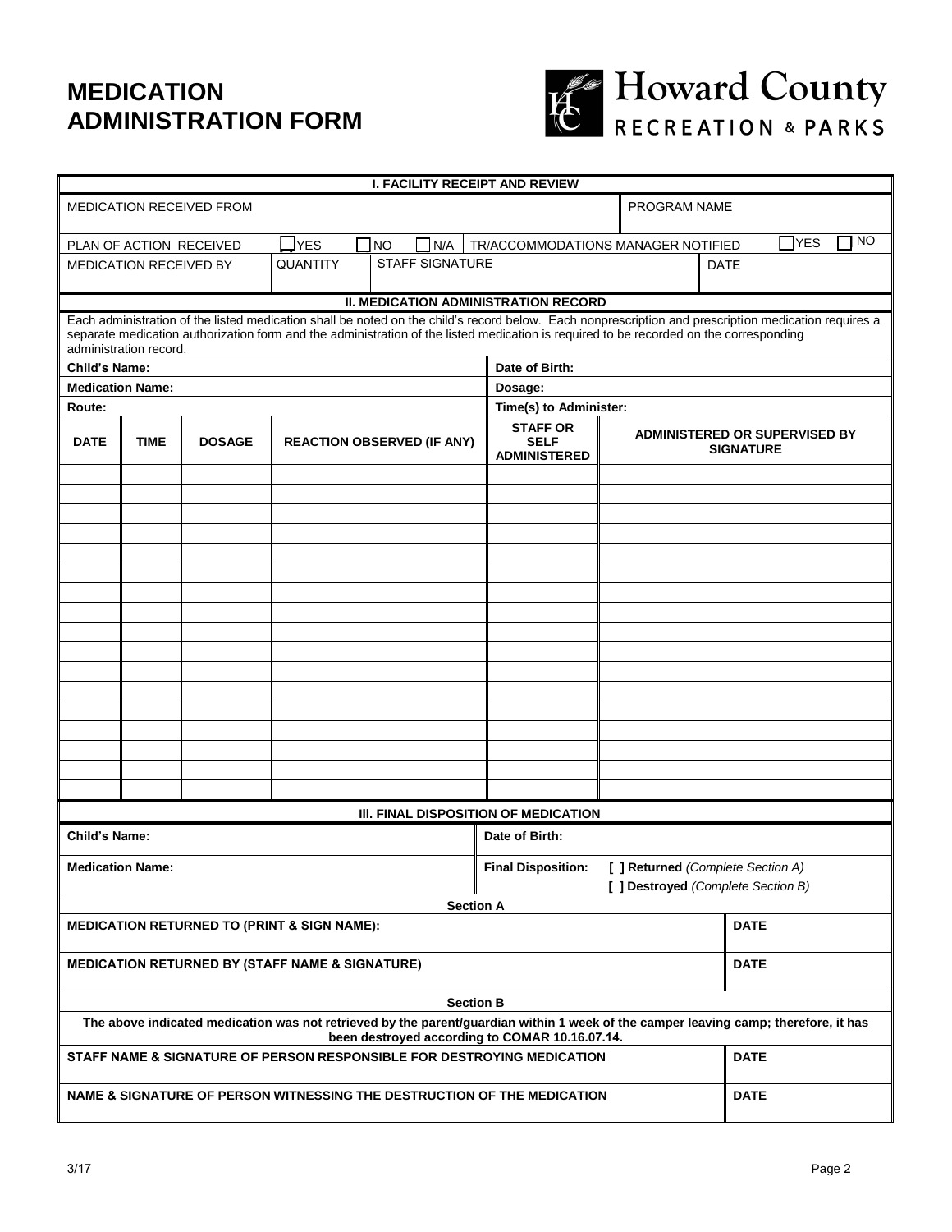# MEDICATION ADMINISTRATION FORM

Howard County RECREATION & PARKS

## I. FACILITY RECEIPT AND REVIEW

| | | | |
|---|---|---|---|
| MEDICATION RECEIVED FROM | | | PROGRAM NAME |
| PLAN OF ACTION RECEIVED ☐ YES ☐ NO ☐ N/A | | TR/ACCOMMODATIONS MANAGER NOTIFIED ☐ YES ☐ NO | |
| MEDICATION RECEIVED BY | QUANTITY | STAFF SIGNATURE | DATE |

## II. MEDICATION ADMINISTRATION RECORD

Each administration of the listed medication shall be noted on the child's record below. Each nonprescription and prescription medication requires a separate medication authorization form and the administration of the listed medication is required to be recorded on the corresponding administration record.

| | |
|---|---|
| **Child's Name:** | **Date of Birth:** |
| **Medication Name:** | **Dosage:** |
| **Route:** | **Time(s) to Administer:** |

| DATE | TIME | DOSAGE | REACTION OBSERVED (IF ANY) | STAFF OR SELF ADMINISTERED | ADMINISTERED OR SUPERVISED BY SIGNATURE |
|---|---|---|---|---|---|
| | | | | | |
| | | | | | |
| | | | | | |
| | | | | | |
| | | | | | |
| | | | | | |
| | | | | | |
| | | | | | |
| | | | | | |
| | | | | | |
| | | | | | |
| | | | | | |
| | | | | | |
| | | | | | |
| | | | | | |
| | | | | | |
| | | | | | |

## III. FINAL DISPOSITION OF MEDICATION

| | |
|---|---|
| **Child's Name:** | **Date of Birth:** |
| **Medication Name:** | **Final Disposition:** [ ] **Returned** *(Complete Section A)* [ ] **Destroyed** *(Complete Section B)* |

### Section A

| | |
|---|---|
| **MEDICATION RETURNED TO (PRINT & SIGN NAME):** | **DATE** |
| **MEDICATION RETURNED BY (STAFF NAME & SIGNATURE)** | **DATE** |

### Section B

**The above indicated medication was not retrieved by the parent/guardian within 1 week of the camper leaving camp; therefore, it has been destroyed according to COMAR 10.16.07.14.**

| | |
|---|---|
| **STAFF NAME & SIGNATURE OF PERSON RESPONSIBLE FOR DESTROYING MEDICATION** | **DATE** |
| **NAME & SIGNATURE OF PERSON WITNESSING THE DESTRUCTION OF THE MEDICATION** | **DATE** |

3/17